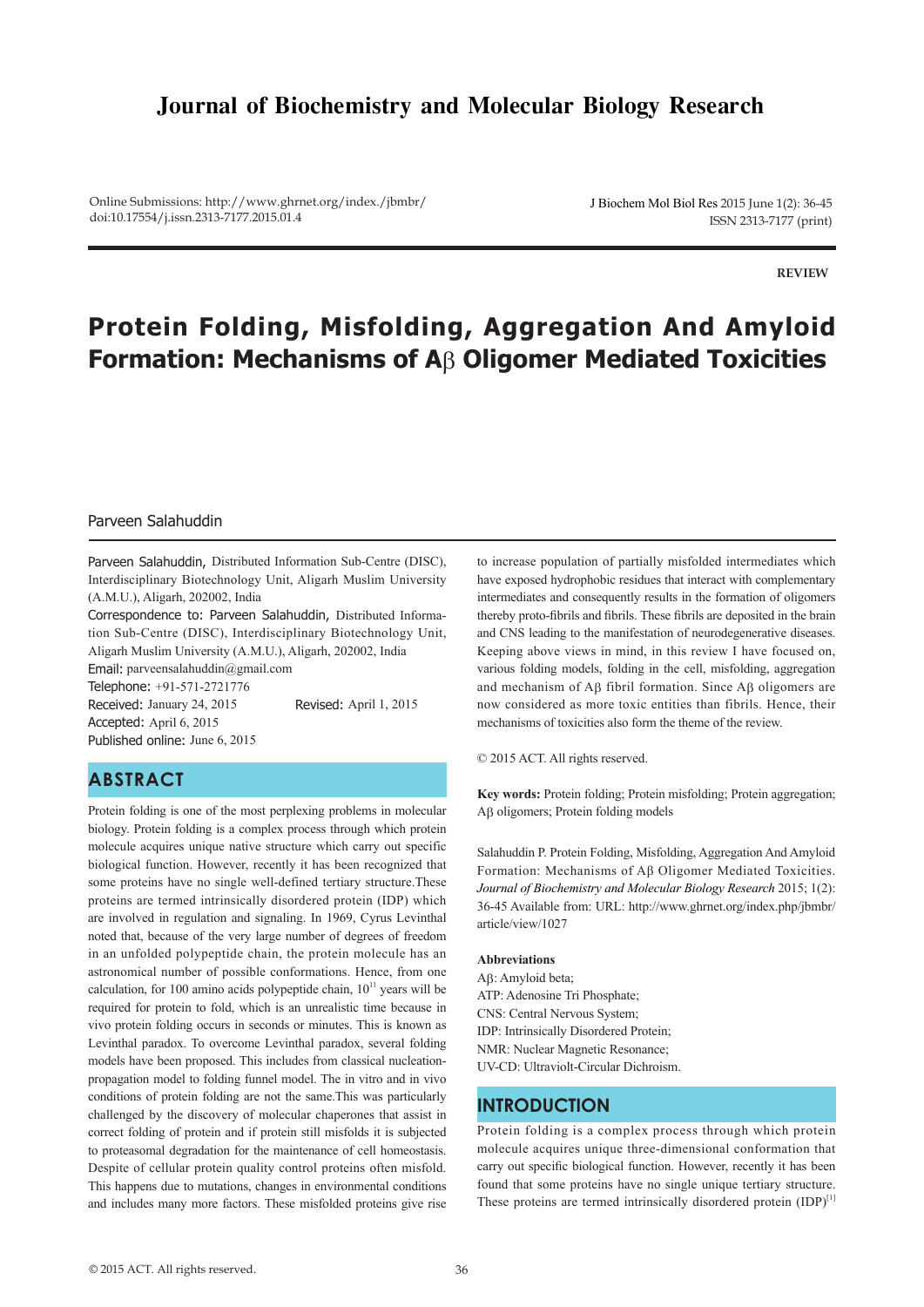# Journal of Biochemistry and Molecular Biology Research

Online Submissions: http://www.ghrnet.org/index./jbmbr/
doi:10.17554/j.issn.2313-7177.2015.01.4

J Biochem Mol Biol Res 2015 June 1(2): 36-45
ISSN 2313-7177 (print)

**REVIEW**

# Protein Folding, Misfolding, Aggregation And Amyloid Formation: Mechanisms of Aβ Oligomer Mediated Toxicities

Parveen Salahuddin

Parveen Salahuddin, Distributed Information Sub-Centre (DISC), Interdisciplinary Biotechnology Unit, Aligarh Muslim University (A.M.U.), Aligarh, 202002, India

Correspondence to: Parveen Salahuddin, Distributed Information Sub-Centre (DISC), Interdisciplinary Biotechnology Unit, Aligarh Muslim University (A.M.U.), Aligarh, 202002, India

Email: parveensalahuddin@gmail.com

Telephone: +91-571-2721776

Received: January 24, 2015 Revised: April 1, 2015

Accepted: April 6, 2015

Published online: June 6, 2015

## ABSTRACT

Protein folding is one of the most perplexing problems in molecular biology. Protein folding is a complex process through which protein molecule acquires unique native structure which carry out specific biological function. However, recently it has been recognized that some proteins have no single well-defined tertiary structure.These proteins are termed intrinsically disordered protein (IDP) which are involved in regulation and signaling. In 1969, Cyrus Levinthal noted that, because of the very large number of degrees of freedom in an unfolded polypeptide chain, the protein molecule has an astronomical number of possible conformations. Hence, from one calculation, for 100 amino acids polypeptide chain, $10^{11}$ years will be required for protein to fold, which is an unrealistic time because in vivo protein folding occurs in seconds or minutes. This is known as Levinthal paradox. To overcome Levinthal paradox, several folding models have been proposed. This includes from classical nucleation-propagation model to folding funnel model. The in vitro and in vivo conditions of protein folding are not the same.This was particularly challenged by the discovery of molecular chaperones that assist in correct folding of protein and if protein still misfolds it is subjected to proteasomal degradation for the maintenance of cell homeostasis. Despite of cellular protein quality control proteins often misfold. This happens due to mutations, changes in environmental conditions and includes many more factors. These misfolded proteins give rise to increase population of partially misfolded intermediates which have exposed hydrophobic residues that interact with complementary intermediates and consequently results in the formation of oligomers thereby proto-fibrils and fibrils. These fibrils are deposited in the brain and CNS leading to the manifestation of neurodegenerative diseases. Keeping above views in mind, in this review I have focused on, various folding models, folding in the cell, misfolding, aggregation and mechanism of Aβ fibril formation. Since Aβ oligomers are now considered as more toxic entities than fibrils. Hence, their mechanisms of toxicities also form the theme of the review.

© 2015 ACT. All rights reserved.

**Key words:** Protein folding; Protein misfolding; Protein aggregation; Aβ oligomers; Protein folding models

Salahuddin P. Protein Folding, Misfolding, Aggregation And Amyloid Formation: Mechanisms of Aβ Oligomer Mediated Toxicities. *Journal of Biochemistry and Molecular Biology Research* 2015; 1(2): 36-45 Available from: URL: http://www.ghrnet.org/index.php/jbmbr/article/view/1027

**Abbreviations**

Aβ: Amyloid beta;
ATP: Adenosine Tri Phosphate;
CNS: Central Nervous System;
IDP: Intrinsically Disordered Protein;
NMR: Nuclear Magnetic Resonance;
UV-CD: Ultraviolt-Circular Dichroism.

## INTRODUCTION

Protein folding is a complex process through which protein molecule acquires unique three-dimensional conformation that carry out specific biological function. However, recently it has been found that some proteins have no single unique tertiary structure. These proteins are termed intrinsically disordered protein (IDP)[1]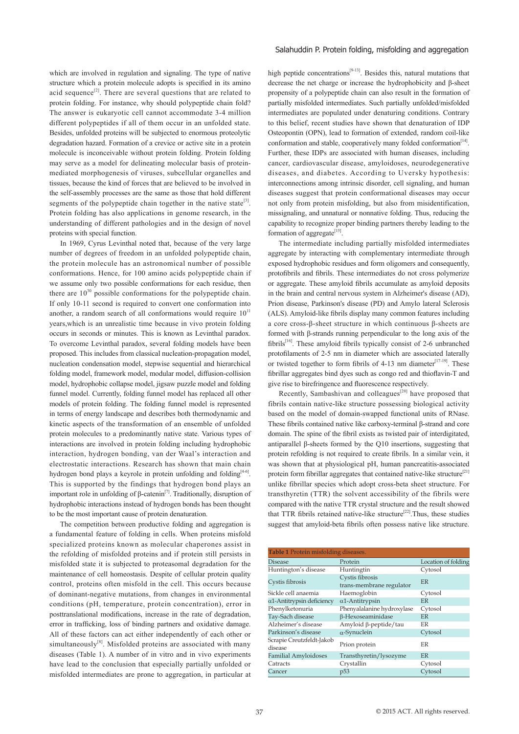which are involved in regulation and signaling. The type of native structure which a protein molecule adopts is specified in its amino acid sequence[2]. There are several questions that are related to protein folding. For instance, why should polypeptide chain fold? The answer is eukaryotic cell cannot accommodate 3-4 million different polypeptides if all of them occur in an unfolded state. Besides, unfolded proteins will be subjected to enormous proteolytic degradation hazard. Formation of a crevice or active site in a protein molecule is inconceivable without protein folding. Protein folding may serve as a model for delineating molecular basis of protein-mediated morphogenesis of viruses, subcellular organelles and tissues, because the kind of forces that are believed to be involved in the self-assembly processes are the same as those that hold different segments of the polypeptide chain together in the native state[3]. Protein folding has also applications in genome research, in the understanding of different pathologies and in the design of novel proteins with special function.

In 1969, Cyrus Levinthal noted that, because of the very large number of degrees of freedom in an unfolded polypeptide chain, the protein molecule has an astronomical number of possible conformations. Hence, for 100 amino acids polypeptide chain if we assume only two possible conformations for each residue, then there are $10^{30}$ possible conformations for the polypeptide chain. If only 10-11 second is required to convert one conformation into another, a random search of all conformations would require $10^{11}$ years,which is an unrealistic time because in vivo protein folding occurs in seconds or minutes. This is known as Levinthal paradox. To overcome Levinthal paradox, several folding models have been proposed. This includes from classical nucleation-propagation model, nucleation condensation model, stepwise sequential and hierarchical folding model, framework model, modular model, diffusion-collision model, hydrophobic collapse model, jigsaw puzzle model and folding funnel model. Currently, folding funnel model has replaced all other models of protein folding. The folding funnel model is represented in terms of energy landscape and describes both thermodynamic and kinetic aspects of the transformation of an ensemble of unfolded protein molecules to a predominantly native state. Various types of interactions are involved in protein folding including hydrophobic interaction, hydrogen bonding, van der Waal's interaction and electrostatic interactions. Research has shown that main chain hydrogen bond plays a keyrole in protein unfolding and folding[4-6]. This is supported by the findings that hydrogen bond plays an important role in unfolding of β-catenin[7]. Traditionally, disruption of hydrophobic interactions instead of hydrogen bonds has been thought to be the most important cause of protein denaturation.

The competition between productive folding and aggregation is a fundamental feature of folding in cells. When proteins misfold specialized proteins known as molecular chaperones assist in the refolding of misfolded proteins and if protein still persists in misfolded state it is subjected to proteasomal degradation for the maintenance of cell homeostasis. Despite of cellular protein quality control, proteins often misfold in the cell. This occurs because of dominant-negative mutations, from changes in environmental conditions (pH, temperature, protein concentration), error in posttranslational modifications, increase in the rate of degradation, error in trafficking, loss of binding partners and oxidative damage. All of these factors can act either independently of each other or simultaneously[8]. Misfolded proteins are associated with many diseases (Table 1). A number of in vitro and in vivo experiments have lead to the conclusion that especially partially unfolded or misfolded intermediates are prone to aggregation, in particular at high peptide concentrations[9-13]. Besides this, natural mutations that decrease the net charge or increase the hydrophobicity and β-sheet propensity of a polypeptide chain can also result in the formation of partially misfolded intermediates. Such partially unfolded/misfolded intermediates are populated under denaturing conditions. Contrary to this belief, recent studies have shown that denaturation of IDP Osteopontin (OPN), lead to formation of extended, random coil-like conformation and stable, cooperatively many folded conformation[14]. Further, these IDPs are associated with human diseases, including cancer, cardiovascular disease, amyloidoses, neurodegenerative diseases, and diabetes. According to Uversky hypothesis: interconnections among intrinsic disorder, cell signaling, and human diseases suggest that protein conformational diseases may occur not only from protein misfolding, but also from misidentification, missignaling, and unnatural or nonnative folding. Thus, reducing the capability to recognize proper binding partners thereby leading to the formation of aggregate[15].

The intermediate including partially misfolded intermediates aggregate by interacting with complementary intermediate through exposed hydrophobic residues and form oligomers and consequently, protofibrils and fibrils. These intermediates do not cross polymerize or aggregate. These amyloid fibrils accumulate as amyloid deposits in the brain and central nervous system in Alzheimer's disease (AD), Prion disease, Parkinson's disease (PD) and Amylo lateral Sclerosis (ALS). Amyloid-like fibrils display many common features including a core cross-β-sheet structure in which continuous β-sheets are formed with β-strands running perpendicular to the long axis of the fibrils[16]. These amyloid fibrils typically consist of 2-6 unbranched protofilaments of 2-5 nm in diameter which are associated laterally or twisted together to form fibrils of 4-13 nm diameter[17-19]. These fibrillar aggregates bind dyes such as congo red and thioflavin-T and give rise to birefringence and fluorescence respectively.

Recently, Sambashivan and colleagues[20] have proposed that fibrils contain native-like structure possessing biological activity based on the model of domain-swapped functional units of RNase. These fibrils contained native like carboxy-terminal β-strand and core domain. The spine of the fibril exists as twisted pair of interdigitated, antiparallel β-sheets formed by the Q10 insertions, suggesting that protein refolding is not required to create fibrils. In a similar vein, it was shown that at physiological pH, human pancreatitis-associated protein form fibrillar aggregates that contained native-like structure[21] unlike fibrillar species which adopt cross-beta sheet structure. For transthyretin (TTR) the solvent accessibility of the fibrils were compared with the native TTR crystal structure and the result showed that TTR fibrils retained native-like structure[22].Thus, these studies suggest that amyloid-beta fibrils often possess native like structure.

**Table 1** Protein misfolding diseases.

| Disease | Protein | Location of folding |
|---|---|---|
| Huntington's disease | Huntingtin | Cytosol |
| Cystis fibrosis | Cystis fibrosis trans-membrane regulator | ER |
| Sickle cell anaemia | Haemoglobin | Cytosol |
| α1-Antitrypsin deficiency | α1-Antitrypsin | ER |
| Phenylketonuria | Phenyalalanine hydroxylase | Cytosol |
| Tay-Sach disease | β-Hexoseaminidase | ER |
| Alzheimer's disease | Amyloid β-peptide/tau | ER |
| Parkinson's disease | α-Synuclein | Cytosol |
| Scrapie Creutzfeldt-Jakob disease | Prion protein | ER |
| Familial Amyloidoses | Transthyretin/lysozyme | ER |
| Catracts | Crystallin | Cytosol |
| Cancer | p53 | Cytosol |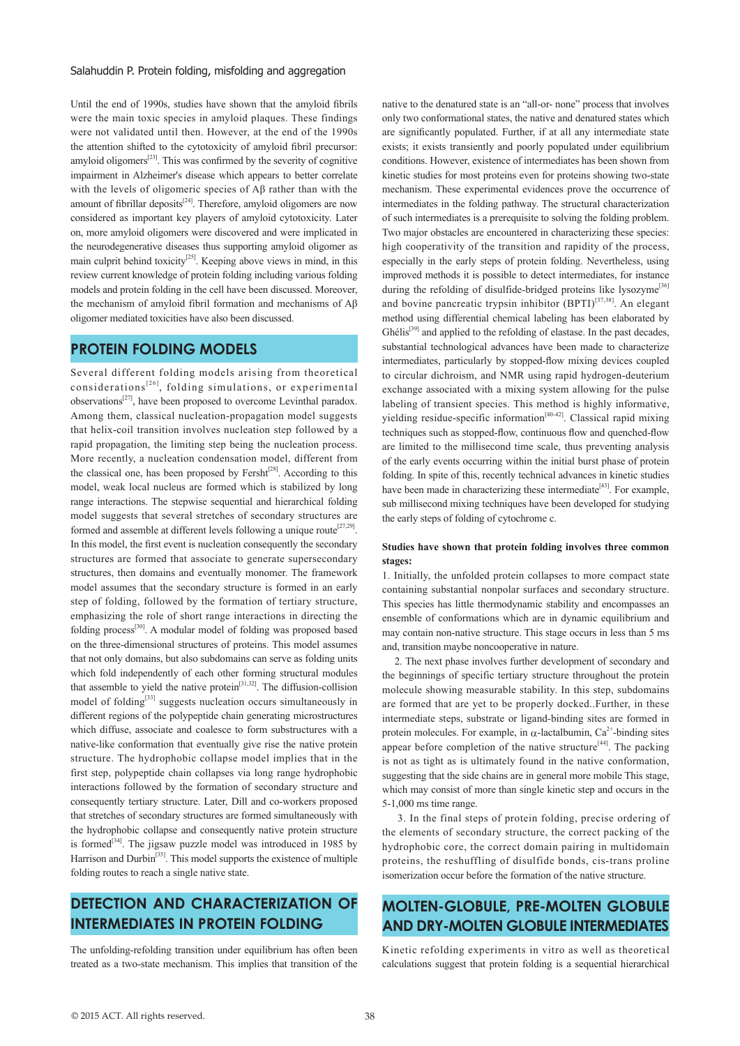Until the end of 1990s, studies have shown that the amyloid fibrils were the main toxic species in amyloid plaques. These findings were not validated until then. However, at the end of the 1990s the attention shifted to the cytotoxicity of amyloid fibril precursor: amyloid oligomers[23]. This was confirmed by the severity of cognitive impairment in Alzheimer's disease which appears to better correlate with the levels of oligomeric species of Aβ rather than with the amount of fibrillar deposits[24]. Therefore, amyloid oligomers are now considered as important key players of amyloid cytotoxicity. Later on, more amyloid oligomers were discovered and were implicated in the neurodegenerative diseases thus supporting amyloid oligomer as main culprit behind toxicity[25]. Keeping above views in mind, in this review current knowledge of protein folding including various folding models and protein folding in the cell have been discussed. Moreover, the mechanism of amyloid fibril formation and mechanisms of Aβ oligomer mediated toxicities have also been discussed.

## PROTEIN FOLDING MODELS

Several different folding models arising from theoretical considerations[26], folding simulations, or experimental observations[27], have been proposed to overcome Levinthal paradox. Among them, classical nucleation-propagation model suggests that helix-coil transition involves nucleation step followed by a rapid propagation, the limiting step being the nucleation process. More recently, a nucleation condensation model, different from the classical one, has been proposed by Fersht[28]. According to this model, weak local nucleus are formed which is stabilized by long range interactions. The stepwise sequential and hierarchical folding model suggests that several stretches of secondary structures are formed and assemble at different levels following a unique route[27,29]. In this model, the first event is nucleation consequently the secondary structures are formed that associate to generate supersecondary structures, then domains and eventually monomer. The framework model assumes that the secondary structure is formed in an early step of folding, followed by the formation of tertiary structure, emphasizing the role of short range interactions in directing the folding process[30]. A modular model of folding was proposed based on the three-dimensional structures of proteins. This model assumes that not only domains, but also subdomains can serve as folding units which fold independently of each other forming structural modules that assemble to yield the native protein[31,32]. The diffusion-collision model of folding[33] suggests nucleation occurs simultaneously in different regions of the polypeptide chain generating microstructures which diffuse, associate and coalesce to form substructures with a native-like conformation that eventually give rise the native protein structure. The hydrophobic collapse model implies that in the first step, polypeptide chain collapses via long range hydrophobic interactions followed by the formation of secondary structure and consequently tertiary structure. Later, Dill and co-workers proposed that stretches of secondary structures are formed simultaneously with the hydrophobic collapse and consequently native protein structure is formed[34]. The jigsaw puzzle model was introduced in 1985 by Harrison and Durbin[35]. This model supports the existence of multiple folding routes to reach a single native state.

## DETECTION AND CHARACTERIZATION OF INTERMEDIATES IN PROTEIN FOLDING

The unfolding-refolding transition under equilibrium has often been treated as a two-state mechanism. This implies that transition of the native to the denatured state is an "all-or- none" process that involves only two conformational states, the native and denatured states which are significantly populated. Further, if at all any intermediate state exists; it exists transiently and poorly populated under equilibrium conditions. However, existence of intermediates has been shown from kinetic studies for most proteins even for proteins showing two-state mechanism. These experimental evidences prove the occurrence of intermediates in the folding pathway. The structural characterization of such intermediates is a prerequisite to solving the folding problem. Two major obstacles are encountered in characterizing these species: high cooperativity of the transition and rapidity of the process, especially in the early steps of protein folding. Nevertheless, using improved methods it is possible to detect intermediates, for instance during the refolding of disulfide-bridged proteins like lysozyme[36] and bovine pancreatic trypsin inhibitor (BPTI)[37,38]. An elegant method using differential chemical labeling has been elaborated by Ghélis[39] and applied to the refolding of elastase. In the past decades, substantial technological advances have been made to characterize intermediates, particularly by stopped-flow mixing devices coupled to circular dichroism, and NMR using rapid hydrogen-deuterium exchange associated with a mixing system allowing for the pulse labeling of transient species. This method is highly informative, yielding residue-specific information[40-42]. Classical rapid mixing techniques such as stopped-flow, continuous flow and quenched-flow are limited to the millisecond time scale, thus preventing analysis of the early events occurring within the initial burst phase of protein folding. In spite of this, recently technical advances in kinetic studies have been made in characterizing these intermediate[43]. For example, sub millisecond mixing techniques have been developed for studying the early steps of folding of cytochrome c.

**Studies have shown that protein folding involves three common stages:**

1. Initially, the unfolded protein collapses to more compact state containing substantial nonpolar surfaces and secondary structure. This species has little thermodynamic stability and encompasses an ensemble of conformations which are in dynamic equilibrium and may contain non-native structure. This stage occurs in less than 5 ms and, transition maybe noncooperative in nature.

2. The next phase involves further development of secondary and the beginnings of specific tertiary structure throughout the protein molecule showing measurable stability. In this step, subdomains are formed that are yet to be properly docked..Further, in these intermediate steps, substrate or ligand-binding sites are formed in protein molecules. For example, in α-lactalbumin, $Ca^{2+}$-binding sites appear before completion of the native structure[44]. The packing is not as tight as is ultimately found in the native conformation, suggesting that the side chains are in general more mobile This stage, which may consist of more than single kinetic step and occurs in the 5-1,000 ms time range.

3. In the final steps of protein folding, precise ordering of the elements of secondary structure, the correct packing of the hydrophobic core, the correct domain pairing in multidomain proteins, the reshuffling of disulfide bonds, cis-trans proline isomerization occur before the formation of the native structure.

## MOLTEN-GLOBULE, PRE-MOLTEN GLOBULE AND DRY-MOLTEN GLOBULE INTERMEDIATES

Kinetic refolding experiments in vitro as well as theoretical calculations suggest that protein folding is a sequential hierarchical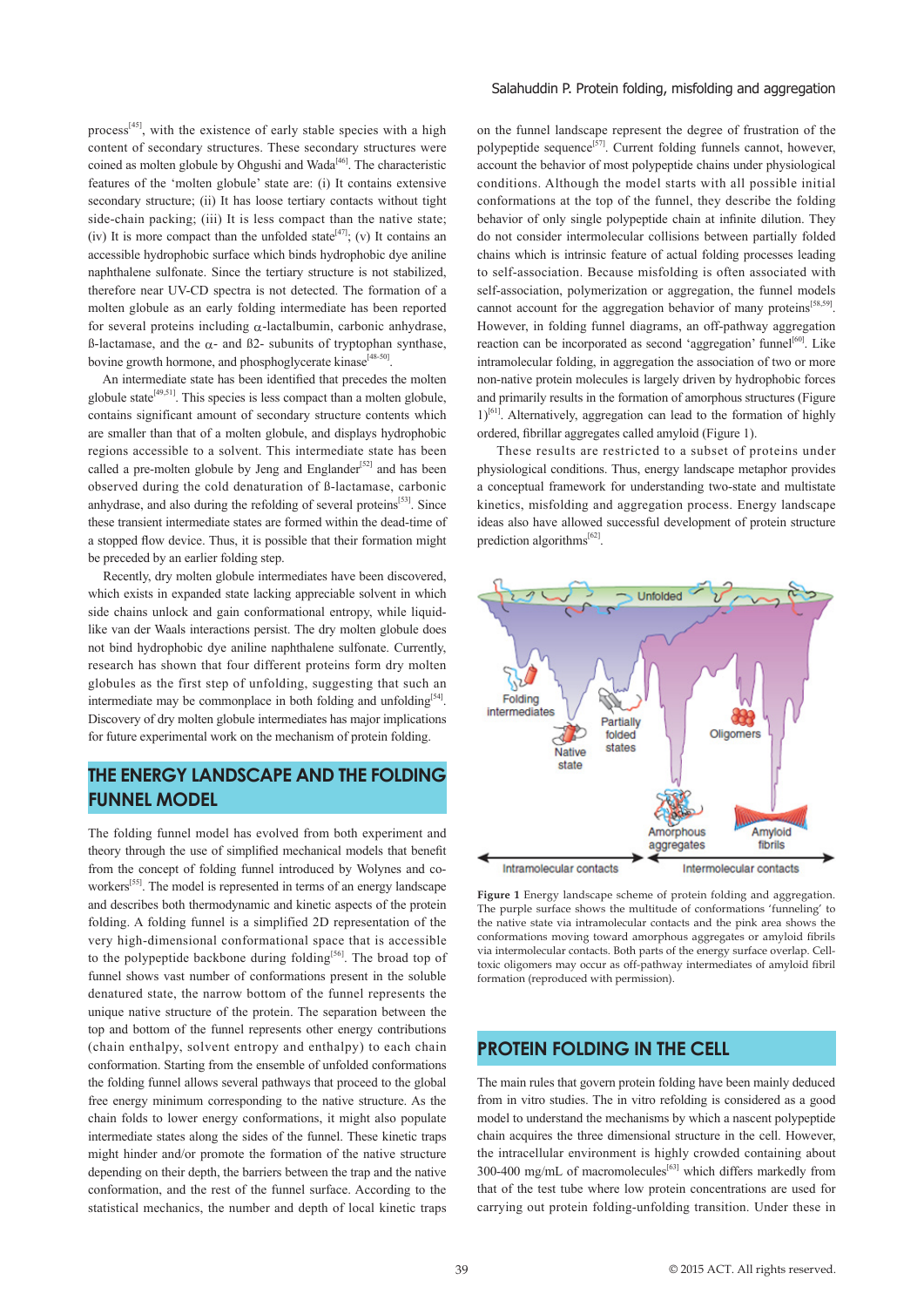process[45], with the existence of early stable species with a high content of secondary structures. These secondary structures were coined as molten globule by Ohgushi and Wada[46]. The characteristic features of the 'molten globule' state are: (i) It contains extensive secondary structure; (ii) It has loose tertiary contacts without tight side-chain packing; (iii) It is less compact than the native state; (iv) It is more compact than the unfolded state[47]; (v) It contains an accessible hydrophobic surface which binds hydrophobic dye aniline naphthalene sulfonate. Since the tertiary structure is not stabilized, therefore near UV-CD spectra is not detected. The formation of a molten globule as an early folding intermediate has been reported for several proteins including α-lactalbumin, carbonic anhydrase, ß-lactamase, and the α- and ß2- subunits of tryptophan synthase, bovine growth hormone, and phosphoglycerate kinase[48-50].

An intermediate state has been identified that precedes the molten globule state[49,51]. This species is less compact than a molten globule, contains significant amount of secondary structure contents which are smaller than that of a molten globule, and displays hydrophobic regions accessible to a solvent. This intermediate state has been called a pre-molten globule by Jeng and Englander[52] and has been observed during the cold denaturation of ß-lactamase, carbonic anhydrase, and also during the refolding of several proteins[53]. Since these transient intermediate states are formed within the dead-time of a stopped flow device. Thus, it is possible that their formation might be preceded by an earlier folding step.

Recently, dry molten globule intermediates have been discovered, which exists in expanded state lacking appreciable solvent in which side chains unlock and gain conformational entropy, while liquid-like van der Waals interactions persist. The dry molten globule does not bind hydrophobic dye aniline naphthalene sulfonate. Currently, research has shown that four different proteins form dry molten globules as the first step of unfolding, suggesting that such an intermediate may be commonplace in both folding and unfolding[54]. Discovery of dry molten globule intermediates has major implications for future experimental work on the mechanism of protein folding.

## THE ENERGY LANDSCAPE AND THE FOLDING FUNNEL MODEL

The folding funnel model has evolved from both experiment and theory through the use of simplified mechanical models that benefit from the concept of folding funnel introduced by Wolynes and co-workers[55]. The model is represented in terms of an energy landscape and describes both thermodynamic and kinetic aspects of the protein folding. A folding funnel is a simplified 2D representation of the very high-dimensional conformational space that is accessible to the polypeptide backbone during folding[56]. The broad top of funnel shows vast number of conformations present in the soluble denatured state, the narrow bottom of the funnel represents the unique native structure of the protein. The separation between the top and bottom of the funnel represents other energy contributions (chain enthalpy, solvent entropy and enthalpy) to each chain conformation. Starting from the ensemble of unfolded conformations the folding funnel allows several pathways that proceed to the global free energy minimum corresponding to the native structure. As the chain folds to lower energy conformations, it might also populate intermediate states along the sides of the funnel. These kinetic traps might hinder and/or promote the formation of the native structure depending on their depth, the barriers between the trap and the native conformation, and the rest of the funnel surface. According to the statistical mechanics, the number and depth of local kinetic traps on the funnel landscape represent the degree of frustration of the polypeptide sequence[57]. Current folding funnels cannot, however, account the behavior of most polypeptide chains under physiological conditions. Although the model starts with all possible initial conformations at the top of the funnel, they describe the folding behavior of only single polypeptide chain at infinite dilution. They do not consider intermolecular collisions between partially folded chains which is intrinsic feature of actual folding processes leading to self-association. Because misfolding is often associated with self-association, polymerization or aggregation, the funnel models cannot account for the aggregation behavior of many proteins[58,59]. However, in folding funnel diagrams, an off-pathway aggregation reaction can be incorporated as second 'aggregation' funnel[60]. Like intramolecular folding, in aggregation the association of two or more non-native protein molecules is largely driven by hydrophobic forces and primarily results in the formation of amorphous structures (Figure 1)[61]. Alternatively, aggregation can lead to the formation of highly ordered, fibrillar aggregates called amyloid (Figure 1).

These results are restricted to a subset of proteins under physiological conditions. Thus, energy landscape metaphor provides a conceptual framework for understanding two-state and multistate kinetics, misfolding and aggregation process. Energy landscape ideas also have allowed successful development of protein structure prediction algorithms[62].

**Figure 1** Energy landscape scheme of protein folding and aggregation. The purple surface shows the multitude of conformations 'funneling' to the native state via intramolecular contacts and the pink area shows the conformations moving toward amorphous aggregates or amyloid fibrils via intermolecular contacts. Both parts of the energy surface overlap. Cell-toxic oligomers may occur as off-pathway intermediates of amyloid fibril formation (reproduced with permission).

## PROTEIN FOLDING IN THE CELL

The main rules that govern protein folding have been mainly deduced from in vitro studies. The in vitro refolding is considered as a good model to understand the mechanisms by which a nascent polypeptide chain acquires the three dimensional structure in the cell. However, the intracellular environment is highly crowded containing about 300-400 mg/mL of macromolecules[63] which differs markedly from that of the test tube where low protein concentrations are used for carrying out protein folding-unfolding transition. Under these in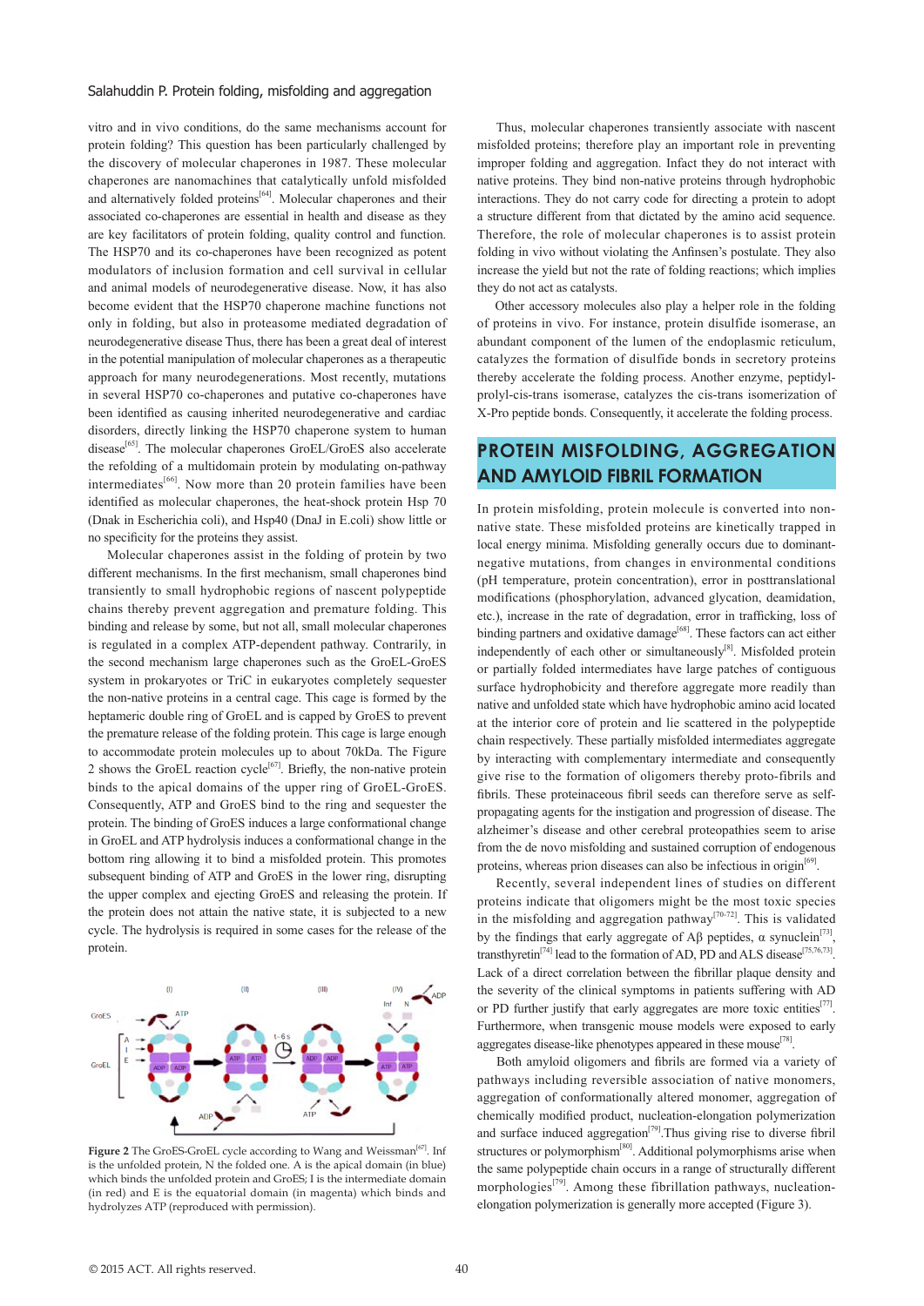vitro and in vivo conditions, do the same mechanisms account for protein folding? This question has been particularly challenged by the discovery of molecular chaperones in 1987. These molecular chaperones are nanomachines that catalytically unfold misfolded and alternatively folded proteins[64]. Molecular chaperones and their associated co-chaperones are essential in health and disease as they are key facilitators of protein folding, quality control and function. The HSP70 and its co-chaperones have been recognized as potent modulators of inclusion formation and cell survival in cellular and animal models of neurodegenerative disease. Now, it has also become evident that the HSP70 chaperone machine functions not only in folding, but also in proteasome mediated degradation of neurodegenerative disease Thus, there has been a great deal of interest in the potential manipulation of molecular chaperones as a therapeutic approach for many neurodegenerations. Most recently, mutations in several HSP70 co-chaperones and putative co-chaperones have been identified as causing inherited neurodegenerative and cardiac disorders, directly linking the HSP70 chaperone system to human disease[65]. The molecular chaperones GroEL/GroES also accelerate the refolding of a multidomain protein by modulating on-pathway intermediates[66]. Now more than 20 protein families have been identified as molecular chaperones, the heat-shock protein Hsp 70 (Dnak in Escherichia coli), and Hsp40 (DnaJ in E.coli) show little or no specificity for the proteins they assist.

Molecular chaperones assist in the folding of protein by two different mechanisms. In the first mechanism, small chaperones bind transiently to small hydrophobic regions of nascent polypeptide chains thereby prevent aggregation and premature folding. This binding and release by some, but not all, small molecular chaperones is regulated in a complex ATP-dependent pathway. Contrarily, in the second mechanism large chaperones such as the GroEL-GroES system in prokaryotes or TriC in eukaryotes completely sequester the non-native proteins in a central cage. This cage is formed by the heptameric double ring of GroEL and is capped by GroES to prevent the premature release of the folding protein. This cage is large enough to accommodate protein molecules up to about 70kDa. The Figure 2 shows the GroEL reaction cycle[67]. Briefly, the non-native protein binds to the apical domains of the upper ring of GroEL-GroES. Consequently, ATP and GroES bind to the ring and sequester the protein. The binding of GroES induces a large conformational change in GroEL and ATP hydrolysis induces a conformational change in the bottom ring allowing it to bind a misfolded protein. This promotes subsequent binding of ATP and GroES in the lower ring, disrupting the upper complex and ejecting GroES and releasing the protein. If the protein does not attain the native state, it is subjected to a new cycle. The hydrolysis is required in some cases for the release of the protein.

**Figure 2** The GroES-GroEL cycle according to Wang and Weissman[67]. Inf is the unfolded protein, N the folded one. A is the apical domain (in blue) which binds the unfolded protein and GroES; I is the intermediate domain (in red) and E is the equatorial domain (in magenta) which binds and hydrolyzes ATP (reproduced with permission).

Thus, molecular chaperones transiently associate with nascent misfolded proteins; therefore play an important role in preventing improper folding and aggregation. Infact they do not interact with native proteins. They bind non-native proteins through hydrophobic interactions. They do not carry code for directing a protein to adopt a structure different from that dictated by the amino acid sequence. Therefore, the role of molecular chaperones is to assist protein folding in vivo without violating the Anfinsen's postulate. They also increase the yield but not the rate of folding reactions; which implies they do not act as catalysts.

Other accessory molecules also play a helper role in the folding of proteins in vivo. For instance, protein disulfide isomerase, an abundant component of the lumen of the endoplasmic reticulum, catalyzes the formation of disulfide bonds in secretory proteins thereby accelerate the folding process. Another enzyme, peptidyl-prolyl-cis-trans isomerase, catalyzes the cis-trans isomerization of X-Pro peptide bonds. Consequently, it accelerate the folding process.

## PROTEIN MISFOLDING, AGGREGATION AND AMYLOID FIBRIL FORMATION

In protein misfolding, protein molecule is converted into non-native state. These misfolded proteins are kinetically trapped in local energy minima. Misfolding generally occurs due to dominant-negative mutations, from changes in environmental conditions (pH temperature, protein concentration), error in posttranslational modifications (phosphorylation, advanced glycation, deamidation, etc.), increase in the rate of degradation, error in trafficking, loss of binding partners and oxidative damage[68]. These factors can act either independently of each other or simultaneously[8]. Misfolded protein or partially folded intermediates have large patches of contiguous surface hydrophobicity and therefore aggregate more readily than native and unfolded state which have hydrophobic amino acid located at the interior core of protein and lie scattered in the polypeptide chain respectively. These partially misfolded intermediates aggregate by interacting with complementary intermediate and consequently give rise to the formation of oligomers thereby proto-fibrils and fibrils. These proteinaceous fibril seeds can therefore serve as self-propagating agents for the instigation and progression of disease. The alzheimer's disease and other cerebral proteopathies seem to arise from the de novo misfolding and sustained corruption of endogenous proteins, whereas prion diseases can also be infectious in origin[69].

Recently, several independent lines of studies on different proteins indicate that oligomers might be the most toxic species in the misfolding and aggregation pathway[70-72]. This is validated by the findings that early aggregate of Aβ peptides, α synuclein[73], transthyretin[74] lead to the formation of AD, PD and ALS disease[75,76,73]. Lack of a direct correlation between the fibrillar plaque density and the severity of the clinical symptoms in patients suffering with AD or PD further justify that early aggregates are more toxic entities[77]. Furthermore, when transgenic mouse models were exposed to early aggregates disease-like phenotypes appeared in these mouse[78].

Both amyloid oligomers and fibrils are formed via a variety of pathways including reversible association of native monomers, aggregation of conformationally altered monomer, aggregation of chemically modified product, nucleation-elongation polymerization and surface induced aggregation[79].Thus giving rise to diverse fibril structures or polymorphism[80]. Additional polymorphisms arise when the same polypeptide chain occurs in a range of structurally different morphologies[79]. Among these fibrillation pathways, nucleation-elongation polymerization is generally more accepted (Figure 3).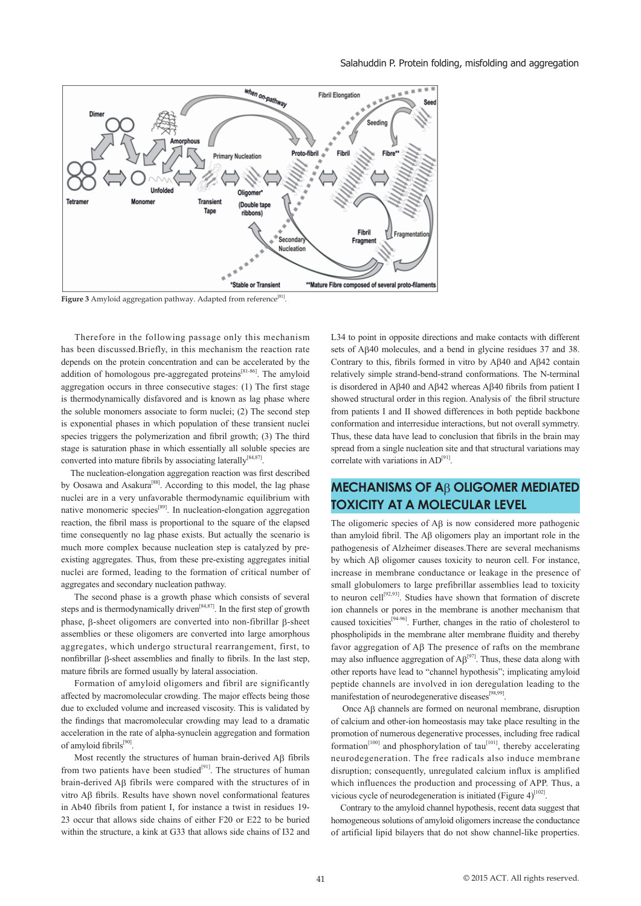Figure 3 Amyloid aggregation pathway. Adapted from reference[81].

Therefore in the following passage only this mechanism has been discussed.Briefly, in this mechanism the reaction rate depends on the protein concentration and can be accelerated by the addition of homologous pre-aggregated proteins[81-86]. The amyloid aggregation occurs in three consecutive stages: (1) The first stage is thermodynamically disfavored and is known as lag phase where the soluble monomers associate to form nuclei; (2) The second step is exponential phases in which population of these transient nuclei species triggers the polymerization and fibril growth; (3) The third stage is saturation phase in which essentially all soluble species are converted into mature fibrils by associating laterally[84,87].

The nucleation-elongation aggregation reaction was first described by Oosawa and Asakura[88]. According to this model, the lag phase nuclei are in a very unfavorable thermodynamic equilibrium with native monomeric species[89]. In nucleation-elongation aggregation reaction, the fibril mass is proportional to the square of the elapsed time consequently no lag phase exists. But actually the scenario is much more complex because nucleation step is catalyzed by pre-existing aggregates. Thus, from these pre-existing aggregates initial nuclei are formed, leading to the formation of critical number of aggregates and secondary nucleation pathway.

The second phase is a growth phase which consists of several steps and is thermodynamically driven[84,87]. In the first step of growth phase, β-sheet oligomers are converted into non-fibrillar β-sheet assemblies or these oligomers are converted into large amorphous aggregates, which undergo structural rearrangement, first, to nonfibrillar β-sheet assemblies and finally to fibrils. In the last step, mature fibrils are formed usually by lateral association.

Formation of amyloid oligomers and fibril are significantly affected by macromolecular crowding. The major effects being those due to excluded volume and increased viscosity. This is validated by the findings that macromolecular crowding may lead to a dramatic acceleration in the rate of alpha-synuclein aggregation and formation of amyloid fibrils[90].

Most recently the structures of human brain-derived Aβ fibrils from two patients have been studied[91]. The structures of human brain-derived Aβ fibrils were compared with the structures of in vitro Aβ fibrils. Results have shown novel conformational features in Ab40 fibrils from patient I, for instance a twist in residues 19-23 occur that allows side chains of either F20 or E22 to be buried within the structure, a kink at G33 that allows side chains of I32 and L34 to point in opposite directions and make contacts with different sets of Aβ40 molecules, and a bend in glycine residues 37 and 38. Contrary to this, fibrils formed in vitro by Aβ40 and Aβ42 contain relatively simple strand-bend-strand conformations. The N-terminal is disordered in Aβ40 and Aβ42 whereas Aβ40 fibrils from patient I showed structural order in this region. Analysis of the fibril structure from patients I and II showed differences in both peptide backbone conformation and interresidue interactions, but not overall symmetry. Thus, these data have lead to conclusion that fibrils in the brain may spread from a single nucleation site and that structural variations may correlate with variations in AD[91].

## MECHANISMS OF Aβ OLIGOMER MEDIATED TOXICITY AT A MOLECULAR LEVEL

The oligomeric species of Aβ is now considered more pathogenic than amyloid fibril. The Aβ oligomers play an important role in the pathogenesis of Alzheimer diseases.There are several mechanisms by which Aβ oligomer causes toxicity to neuron cell. For instance, increase in membrane conductance or leakage in the presence of small globulomers to large prefibrillar assemblies lead to toxicity to neuron cell[92,93]. Studies have shown that formation of discrete ion channels or pores in the membrane is another mechanism that caused toxicities[94-96]. Further, changes in the ratio of cholesterol to phospholipids in the membrane alter membrane fluidity and thereby favor aggregation of Aβ The presence of rafts on the membrane may also influence aggregation of Aβ[97]. Thus, these data along with other reports have lead to "channel hypothesis"; implicating amyloid peptide channels are involved in ion deregulation leading to the manifestation of neurodegenerative diseases[98,99].

Once Aβ channels are formed on neuronal membrane, disruption of calcium and other-ion homeostasis may take place resulting in the promotion of numerous degenerative processes, including free radical formation[100] and phosphorylation of tau[101], thereby accelerating neurodegeneration. The free radicals also induce membrane disruption; consequently, unregulated calcium influx is amplified which influences the production and processing of APP. Thus, a vicious cycle of neurodegeneration is initiated (Figure 4)[102].

Contrary to the amyloid channel hypothesis, recent data suggest that homogeneous solutions of amyloid oligomers increase the conductance of artificial lipid bilayers that do not show channel-like properties.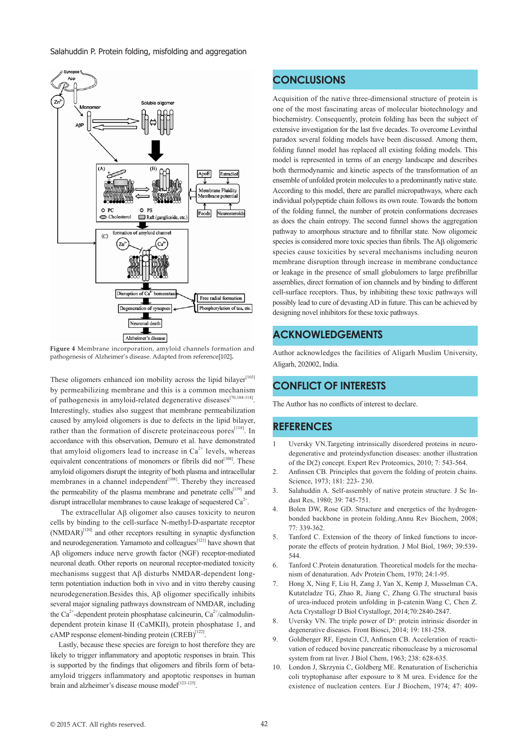Figure 4 Membrane incorporation, amyloid channels formation and pathogenesis of Alzheimer's disease. Adapted from reference[102].

These oligomers enhanced ion mobility across the lipid bilayer[103] by permeabilizing membrane and this is a common mechanism of pathogenesis in amyloid-related degenerative diseases[70,104-118]. Interestingly, studies also suggest that membrane permeabilization caused by amyloid oligomers is due to defects in the lipid bilayer, rather than the formation of discrete proteinaceous pores[118]. In accordance with this observation, Demuro et al. have demonstrated that amyloid oligomers lead to increase in $Ca^{2+}$ levels, whereas equivalent concentrations of monomers or fibrils did not[108]. These amyloid oligomers disrupt the integrity of both plasma and intracellular membranes in a channel independent[108]. Thereby they increased the permeability of the plasma membrane and penetrate cells[119] and disrupt intracellular membranes to cause leakage of sequestered $Ca^{2+}$.

The extracellular Aβ oligomer also causes toxicity to neuron cells by binding to the cell-surface N-methyl-D-aspartate receptor (NMDAR)[120] and other receptors resulting in synaptic dysfunction and neurodegeneration. Yamamoto and colleagues[121] have shown that Aβ oligomers induce nerve growth factor (NGF) receptor-mediated neuronal death. Other reports on neuronal receptor-mediated toxicity mechanisms suggest that Aβ disturbs NMDAR-dependent long-term potentiation induction both in vivo and in vitro thereby causing neurodegeneration.Besides this, Aβ oligomer specifically inhibits several major signaling pathways downstream of NMDAR, including the $Ca^{2+}$-dependent protein phosphatase calcineurin, $Ca^{2+}$/calmodulin-dependent protein kinase II (CaMKII), protein phosphatase 1, and cAMP response element-binding protein (CREB)[122].

Lastly, because these species are foreign to host therefore they are likely to trigger inflammatory and apoptotic responses in brain. This is supported by the findings that oligomers and fibrils form of beta-amyloid triggers inflammatory and apoptotic responses in human brain and alzheimer's disease mouse model[123-125].

## CONCLUSIONS

Acquisition of the native three-dimensional structure of protein is one of the most fascinating areas of molecular biotechnology and biochemistry. Consequently, protein folding has been the subject of extensive investigation for the last five decades. To overcome Levinthal paradox several folding models have been discussed. Among them, folding funnel model has replaced all existing folding models. This model is represented in terms of an energy landscape and describes both thermodynamic and kinetic aspects of the transformation of an ensemble of unfolded protein molecules to a predominantly native state. According to this model, there are parallel micropathways, where each individual polypeptide chain follows its own route. Towards the bottom of the folding funnel, the number of protein conformations decreases as does the chain entropy. The second funnel shows the aggregation pathway to amorphous structure and to fibrillar state. Now oligomeic species is considered more toxic species than fibrils. The Aβ oligomeric species cause toxicities by several mechanisms including neuron membrane disruption through increase in membrane conductance or leakage in the presence of small globulomers to large prefibrillar assemblies, direct formation of ion channels and by binding to different cell-surface receptors. Thus, by inhibiting these toxic pathways will possibly lead to cure of devasting AD in future. This can be achieved by designing novel inhibitors for these toxic pathways.

## ACKNOWLEDGEMENTS

Author acknowledges the facilities of Aligarh Muslim University, Aligarh, 202002, India.

## CONFLICT OF INTERESTS

The Author has no conflicts of interest to declare.

## REFERENCES

1. Uversky VN.Targeting intrinsically disordered proteins in neurodegenerative and proteindysfunction diseases: another illustration of the D(2) concept. Expert Rev Proteomics, 2010; 7: 543-564.
2. Anfinsen CB. Principles that govern the folding of protein chains. Science, 1973; 181: 223- 230.
3. Salahuddin A. Self-assembly of native protein structure. J Sc Indust Res, 1980; 39: 745-751.
4. Bolen DW, Rose GD. Structure and energetics of the hydrogen-bonded backbone in protein folding.Annu Rev Biochem, 2008; 77: 339-362.
5. Tanford C. Extension of the theory of linked functions to incorporate the effects of protein hydration. J Mol Biol, 1969; 39:539-544.
6. Tanford C.Protein denaturation. Theoretical models for the mechanism of denaturation. Adv Protein Chem, 1970; 24:1-95.
7. Hong X, Ning F, Liu H, Zang J, Yan X, Kemp J, Musselman CA, Kutateladze TG, Zhao R, Jiang C, Zhang G.The structural basis of urea-induced protein unfolding in β-catenin.Wang C, Chen Z. Acta Crystallogr D Biol Crystallogr, 2014;70:2840-2847.
8. Uversky VN. The triple power of D³: protein intrinsic disorder in degenerative diseases. Front Biosci, 2014; 19: 181-258.
9. Goldberger RF, Epstein CJ, Anfinsen CB. Acceleration of reactivation of reduced bovine pancreatic ribonuclease by a microsomal system from rat liver. J Biol Chem, 1963; 238: 628-635.
10. London J, Skrzynia C, Goldberg ME. Renaturation of Escherichia coli tryptophanase after exposure to 8 M urea. Evidence for the existence of nucleation centers. Eur J Biochem, 1974; 47: 409-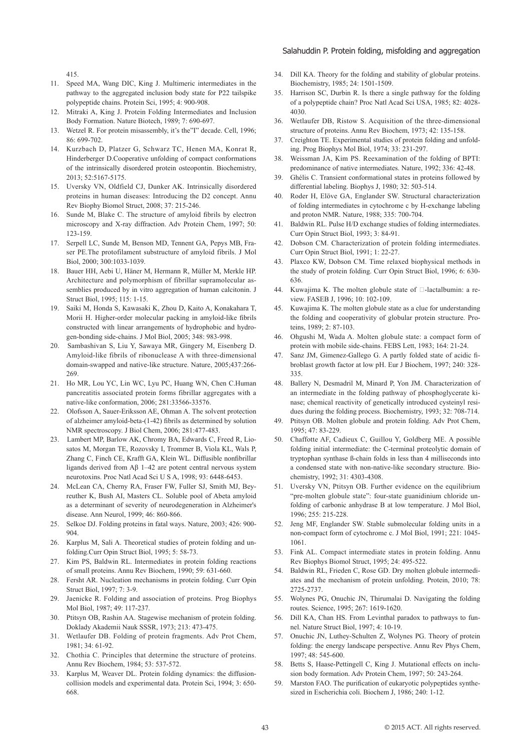415.

11. Speed MA, Wang DIC, King J. Multimeric intermediates in the pathway to the aggregated inclusion body state for P22 tailspike polypeptide chains. Protein Sci, 1995; 4: 900-908.
12. Mitraki A, King J. Protein Folding Intermediates and Inclusion Body Formation. Nature Biotech, 1989; 7: 690-697.
13. Wetzel R. For protein misassembly, it's the"I" decade. Cell, 1996; 86: 699-702.
14. Kurzbach D, Platzer G, Schwarz TC, Henen MA, Konrat R, Hinderberger D.Cooperative unfolding of compact conformations of the intrinsically disordered protein osteopontin. Biochemistry, 2013; 52:5167-5175.
15. Uversky VN, Oldfield CJ, Dunker AK. Intrinsically disordered proteins in human diseases: Introducing the D2 concept. Annu Rev Biophy Biomol Struct, 2008; 37: 215-246.
16. Sunde M, Blake C. The structure of amyloid fibrils by electron microscopy and X-ray diffraction. Adv Protein Chem, 1997; 50: 123-159.
17. Serpell LC, Sunde M, Benson MD, Tennent GA, Pepys MB, Fraser PE.The protofilament substructure of amyloid fibrils. J Mol Biol, 2000; 300:1033-1039.
18. Bauer HH, Aebi U, Häner M, Hermann R, Müller M, Merkle HP. Architecture and polymorphism of fibrillar supramolecular assemblies produced by in vitro aggregation of human calcitonin. J Struct Biol, 1995; 115: 1-15.
19. Saiki M, Honda S, Kawasaki K, Zhou D, Kaito A, Konakahara T, Morii H. Higher-order molecular packing in amyloid-like fibrils constructed with linear arrangements of hydrophobic and hydrogen-bonding side-chains. J Mol Biol, 2005; 348: 983-998.
20. Sambashivan S, Liu Y, Sawaya MR, Gingery M, Eisenberg D. Amyloid-like fibrils of ribonuclease A with three-dimensional domain-swapped and native-like structure. Nature, 2005;437:266-269.
21. Ho MR, Lou YC, Lin WC, Lyu PC, Huang WN, Chen C.Human pancreatitis associated protein forms fibrillar aggregates with a native-like conformation, 2006; 281:33566-33576.
22. Olofsson A, Sauer-Eriksson AE, Ohman A. The solvent protection of alzheimer amyloid-beta-(1-42) fibrils as determined by solution NMR spectroscopy. J Biol Chem, 2006; 281:477-483.
23. Lambert MP, Barlow AK, Chromy BA, Edwards C, Freed R, Liosatos M, Morgan TE, Rozovsky I, Trommer B, Viola KL, Wals P, Zhang C, Finch CE, Krafft GA, Klein WL. Diffusible nonfibrillar ligands derived from Aβ 1–42 are potent central nervous system neurotoxins. Proc Natl Acad Sci U S A, 1998; 93: 6448-6453.
24. McLean CA, Cherny RA, Fraser FW, Fuller SJ, Smith MJ, Beyreuther K, Bush AI, Masters CL. Soluble pool of Abeta amyloid as a determinant of severity of neurodegeneration in Alzheimer's disease. Ann Neurol, 1999; 46: 860-866.
25. Selkoe DJ. Folding proteins in fatal ways. Nature, 2003; 426: 900-904.
26. Karplus M, Sali A. Theoretical studies of protein folding and unfolding.Curr Opin Struct Biol, 1995; 5: 58-73.
27. Kim PS, Baldwin RL. Intermediates in protein folding reactions of small proteins. Annu Rev Biochem, 1990; 59: 631-660.
28. Fersht AR. Nucleation mechanisms in protein folding. Curr Opin Struct Biol, 1997; 7: 3-9.
29. Jaenicke R. Folding and association of proteins. Prog Biophys Mol Biol, 1987; 49: 117-237.
30. Ptitsyn OB, Rashin AA. Stagewise mechanism of protein folding. Doklady Akademii Nauk SSSR, 1973; 213: 473-475.
31. Wetlaufer DB. Folding of protein fragments. Adv Prot Chem, 1981; 34: 61-92.
32. Chothia C. Principles that determine the structure of proteins. Annu Rev Biochem, 1984; 53: 537-572.
33. Karplus M, Weaver DL. Protein folding dynamics: the diffusion-collision models and experimental data. Protein Sci, 1994; 3: 650-668.
34. Dill KA. Theory for the folding and stability of globular proteins. Biochemistry, 1985; 24: 1501-1509.
35. Harrison SC, Durbin R. Is there a single pathway for the folding of a polypeptide chain? Proc Natl Acad Sci USA, 1985; 82: 4028-4030.
36. Wetlaufer DB, Ristow S. Acquisition of the three-dimensional structure of proteins. Annu Rev Biochem, 1973; 42: 135-158.
37. Creighton TE. Experimental studies of protein folding and unfolding. Prog Biophys Mol Biol, 1974; 33: 231-297.
38. Weissman JA, Kim PS. Reexamination of the folding of BPTI: predominance of native intermediates. Nature, 1992; 336: 42-48.
39. Ghélis C. Transient conformational states in proteins followed by differential labeling. Biophys J, 1980; 32: 503-514.
40. Roder H, Elöve GA, Englander SW. Structural characterization of folding intermediates in cytochrome c by H-exchange labeling and proton NMR. Nature, 1988; 335: 700-704.
41. Baldwin RL. Pulse H/D exchange studies of folding intermediates. Curr Opin Struct Biol, 1993; 3: 84-91.
42. Dobson CM. Characterization of protein folding intermediates. Curr Opin Struct Biol, 1991; 1: 22-27.
43. Plaxco KW, Dobson CM. Time relaxed biophysical methods in the study of protein folding. Curr Opin Struct Biol, 1996; 6: 630-636.
44. Kuwajima K. The molten globule state of □-lactalbumin: a review. FASEB J, 1996; 10: 102-109.
45. Kuwajima K. The molten globule state as a clue for understanding the folding and cooperativity of globular protein structure. Proteins, 1989; 2: 87-103.
46. Ohgushi M, Wada A. Molten globule state: a compact form of protein with mobile side-chains. FEBS Lett, 1983; 164: 21-24.
47. Sanz JM, Gimenez-Gallego G. A partly folded state of acidic fibroblast growth factor at low pH. Eur J Biochem, 1997; 240: 328-335.
48. Ballery N, Desmadril M, Minard P, Yon JM. Characterization of an intermediate in the folding pathway of phosphoglycerate kinase; chemical reactivity of genetically introduced cysteinyl residues during the folding process. Biochemistry, 1993; 32: 708-714.
49. Ptitsyn OB. Molten globule and protein folding. Adv Prot Chem, 1995; 47: 83-229.
50. Chaffotte AF, Cadieux C, Guillou Y, Goldberg ME. A possible folding initial intermediate: the C-terminal proteolytic domain of tryptophan synthase ß-chain folds in less than 4 milliseconds into a condensed state with non-native-like secondary structure. Biochemistry, 1992; 31: 4303-4308.
51. Uversky VN, Ptitsyn OB. Further evidence on the equilibrium "pre-molten globule state": four-state guanidinium chloride unfolding of carbonic anhydrase B at low temperature. J Mol Biol, 1996; 255: 215-228.
52. Jeng MF, Englander SW. Stable submolecular folding units in a non-compact form of cytochrome c. J Mol Biol, 1991; 221: 1045-1061.
53. Fink AL. Compact intermediate states in protein folding. Annu Rev Biophys Biomol Struct, 1995; 24: 495-522.
54. Baldwin RL, Frieden C, Rose GD. Dry molten globule intermediates and the mechanism of protein unfolding. Protein, 2010; 78: 2725-2737.
55. Wolynes PG, Onuchic JN, Thirumalai D. Navigating the folding routes. Science, 1995; 267: 1619-1620.
56. Dill KA, Chan HS. From Levinthal paradox to pathways to funnel. Nature Struct Biol, 1997; 4: 10-19.
57. Onuchic JN, Luthey-Schulten Z, Wolynes PG. Theory of protein folding: the energy landscape perspective. Annu Rev Phys Chem, 1997; 48: 545-600.
58. Betts S, Haase-Pettingell C, King J. Mutational effects on inclusion body formation. Adv Protein Chem, 1997; 50: 243-264.
59. Marston FAO. The purification of eukaryotic polypeptides synthesized in Escherichia coli. Biochem J, 1986; 240: 1-12.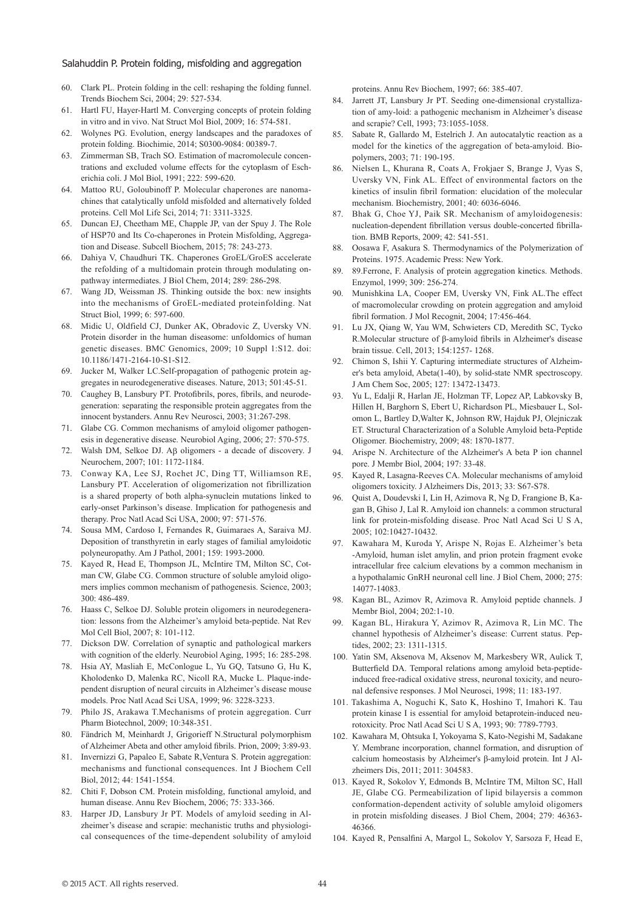60. Clark PL. Protein folding in the cell: reshaping the folding funnel. Trends Biochem Sci, 2004; 29: 527-534.
61. Hartl FU, Hayer-Hartl M. Converging concepts of protein folding in vitro and in vivo. Nat Struct Mol Biol, 2009; 16: 574-581.
62. Wolynes PG. Evolution, energy landscapes and the paradoxes of protein folding. Biochimie, 2014; S0300-9084: 00389-7.
63. Zimmerman SB, Trach SO. Estimation of macromolecule concentrations and excluded volume effects for the cytoplasm of Escherichia coli. J Mol Biol, 1991; 222: 599-620.
64. Mattoo RU, Goloubinoff P. Molecular chaperones are nanomachines that catalytically unfold misfolded and alternatively folded proteins. Cell Mol Life Sci, 2014; 71: 3311-3325.
65. Duncan EJ, Cheetham ME, Chapple JP, van der Spuy J. The Role of HSP70 and Its Co-chaperones in Protein Misfolding, Aggregation and Disease. Subcell Biochem, 2015; 78: 243-273.
66. Dahiya V, Chaudhuri TK. Chaperones GroEL/GroES accelerate the refolding of a multidomain protein through modulating on-pathway intermediates. J Biol Chem, 2014; 289: 286-298.
67. Wang JD, Weissman JS. Thinking outside the box: new insights into the mechanisms of GroEL-mediated proteinfolding. Nat Struct Biol, 1999; 6: 597-600.
68. Midic U, Oldfield CJ, Dunker AK, Obradovic Z, Uversky VN. Protein disorder in the human diseasome: unfoldomics of human genetic diseases. BMC Genomics, 2009; 10 Suppl 1:S12. doi: 10.1186/1471-2164-10-S1-S12.
69. Jucker M, Walker LC.Self-propagation of pathogenic protein aggregates in neurodegenerative diseases. Nature, 2013; 501:45-51.
70. Caughey B, Lansbury PT. Protofibrils, pores, fibrils, and neurodegeneration: separating the responsible protein aggregates from the innocent bystanders. Annu Rev Neurosci, 2003; 31:267-298.
71. Glabe CG. Common mechanisms of amyloid oligomer pathogenesis in degenerative disease. Neurobiol Aging, 2006; 27: 570-575.
72. Walsh DM, Selkoe DJ. Aβ oligomers - a decade of discovery. J Neurochem, 2007; 101: 1172-1184.
73. Conway KA, Lee SJ, Rochet JC, Ding TT, Williamson RE, Lansbury PT. Acceleration of oligomerization not fibrillization is a shared property of both alpha-synuclein mutations linked to early-onset Parkinson's disease. Implication for pathogenesis and therapy. Proc Natl Acad Sci USA, 2000; 97: 571-576.
74. Sousa MM, Cardoso I, Fernandes R, Guimaraes A, Saraiva MJ. Deposition of transthyretin in early stages of familial amyloidotic polyneuropathy. Am J Pathol, 2001; 159: 1993-2000.
75. Kayed R, Head E, Thompson JL, McIntire TM, Milton SC, Cotman CW, Glabe CG. Common structure of soluble amyloid oligomers implies common mechanism of pathogenesis. Science, 2003; 300: 486-489.
76. Haass C, Selkoe DJ. Soluble protein oligomers in neurodegeneration: lessons from the Alzheimer's amyloid beta-peptide. Nat Rev Mol Cell Biol, 2007; 8: 101-112.
77. Dickson DW. Correlation of synaptic and pathological markers with cognition of the elderly. Neurobiol Aging, 1995; 16: 285-298.
78. Hsia AY, Masliah E, McConlogue L, Yu GQ, Tatsuno G, Hu K, Kholodenko D, Malenka RC, Nicoll RA, Mucke L. Plaque-independent disruption of neural circuits in Alzheimer's disease mouse models. Proc Natl Acad Sci USA, 1999; 96: 3228-3233.
79. Philo JS, Arakawa T.Mechanisms of protein aggregation. Curr Pharm Biotechnol, 2009; 10:348-351.
80. Fändrich M, Meinhardt J, Grigorieff N.Structural polymorphism of Alzheimer Abeta and other amyloid fibrils. Prion, 2009; 3:89-93.
81. Invernizzi G, Papaleo E, Sabate R,Ventura S. Protein aggregation: mechanisms and functional consequences. Int J Biochem Cell Biol, 2012; 44: 1541-1554.
82. Chiti F, Dobson CM. Protein misfolding, functional amyloid, and human disease. Annu Rev Biochem, 2006; 75: 333-366.
83. Harper JD, Lansbury Jr PT. Models of amyloid seeding in Alzheimer's disease and scrapie: mechanistic truths and physiological consequences of the time-dependent solubility of amyloid proteins. Annu Rev Biochem, 1997; 66: 385-407.
84. Jarrett JT, Lansbury Jr PT. Seeding one-dimensional crystallization of amy-loid: a pathogenic mechanism in Alzheimer's disease and scrapie? Cell, 1993; 73:1055-1058.
85. Sabate R, Gallardo M, Estelrich J. An autocatalytic reaction as a model for the kinetics of the aggregation of beta-amyloid. Biopolymers, 2003; 71: 190-195.
86. Nielsen L, Khurana R, Coats A, Frokjaer S, Brange J, Vyas S, Uversky VN, Fink AL. Effect of environmental factors on the kinetics of insulin fibril formation: elucidation of the molecular mechanism. Biochemistry, 2001; 40: 6036-6046.
87. Bhak G, Choe YJ, Paik SR. Mechanism of amyloidogenesis: nucleation-dependent fibrillation versus double-concerted fibrillation. BMB Reports, 2009; 42: 541-551.
88. Oosawa F, Asakura S. Thermodynamics of the Polymerization of Proteins. 1975. Academic Press: New York.
89. 89.Ferrone, F. Analysis of protein aggregation kinetics. Methods. Enzymol, 1999; 309: 256-274.
90. Munishkina LA, Cooper EM, Uversky VN, Fink AL.The effect of macromolecular crowding on protein aggregation and amyloid fibril formation. J Mol Recognit, 2004; 17:456-464.
91. Lu JX, Qiang W, Yau WM, Schwieters CD, Meredith SC, Tycko R.Molecular structure of β-amyloid fibrils in Alzheimer's disease brain tissue. Cell, 2013; 154:1257- 1268.
92. Chimon S, Ishii Y. Capturing intermediate structures of Alzheimer's beta amyloid, Abeta(1-40), by solid-state NMR spectroscopy. J Am Chem Soc, 2005; 127: 13472-13473.
93. Yu L, Edalji R, Harlan JE, Holzman TF, Lopez AP, Labkovsky B, Hillen H, Barghorn S, Ebert U, Richardson PL, Miesbauer L, Solomon L, Bartley D,Walter K, Johnson RW, Hajduk PJ, Olejniczak ET. Structural Characterization of a Soluble Amyloid beta-Peptide Oligomer. Biochemistry, 2009; 48: 1870-1877.
94. Arispe N. Architecture of the Alzheimer's A beta P ion channel pore. J Membr Biol, 2004; 197: 33-48.
95. Kayed R, Lasagna-Reeves CA. Molecular mechanisms of amyloid oligomers toxicity. J Alzheimers Dis, 2013; 33: S67-S78.
96. Quist A, Doudevski I, Lin H, Azimova R, Ng D, Frangione B, Kagan B, Ghiso J, Lal R. Amyloid ion channels: a common structural link for protein-misfolding disease. Proc Natl Acad Sci U S A, 2005; 102:10427-10432.
97. Kawahara M, Kuroda Y, Arispe N, Rojas E. Alzheimer's beta -Amyloid, human islet amylin, and prion protein fragment evoke intracellular free calcium elevations by a common mechanism in a hypothalamic GnRH neuronal cell line. J Biol Chem, 2000; 275: 14077-14083.
98. Kagan BL, Azimov R, Azimova R. Amyloid peptide channels. J Membr Biol, 2004; 202:1-10.
99. Kagan BL, Hirakura Y, Azimov R, Azimova R, Lin MC. The channel hypothesis of Alzheimer's disease: Current status. Peptides, 2002; 23: 1311-1315.
100. Yatin SM, Aksenova M, Aksenov M, Markesbery WR, Aulick T, Butterfield DA. Temporal relations among amyloid beta-peptide-induced free-radical oxidative stress, neuronal toxicity, and neuronal defensive responses. J Mol Neurosci, 1998; 11: 183-197.
101. Takashima A, Noguchi K, Sato K, Hoshino T, Imahori K. Tau protein kinase I is essential for amyloid betaprotein-induced neurotoxicity. Proc Natl Acad Sci U S A, 1993; 90: 7789-7793.
102. Kawahara M, Ohtsuka I, Yokoyama S, Kato-Negishi M, Sadakane Y. Membrane incorporation, channel formation, and disruption of calcium homeostasis by Alzheimer's β-amyloid protein. Int J Alzheimers Dis, 2011; 2011: 304583.
013. Kayed R, Sokolov Y, Edmonds B, McIntire TM, Milton SC, Hall JE, Glabe CG. Permeabilization of lipid bilayersis a common conformation-dependent activity of soluble amyloid oligomers in protein misfolding diseases. J Biol Chem, 2004; 279: 46363-46366.
104. Kayed R, Pensalfini A, Margol L, Sokolov Y, Sarsoza F, Head E,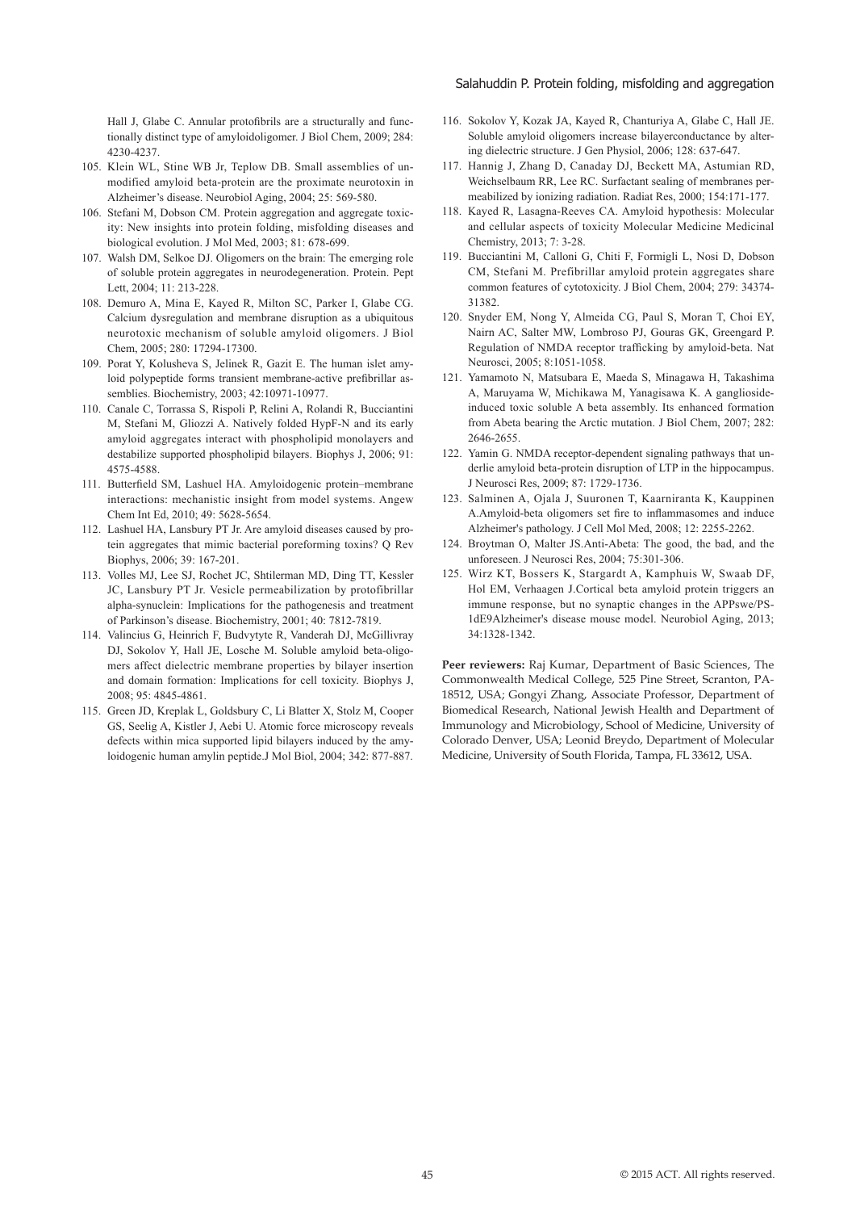Hall J, Glabe C. Annular protofibrils are a structurally and functionally distinct type of amyloidoligomer. J Biol Chem, 2009; 284: 4230-4237.

105. Klein WL, Stine WB Jr, Teplow DB. Small assemblies of unmodified amyloid beta-protein are the proximate neurotoxin in Alzheimer's disease. Neurobiol Aging, 2004; 25: 569-580.
106. Stefani M, Dobson CM. Protein aggregation and aggregate toxicity: New insights into protein folding, misfolding diseases and biological evolution. J Mol Med, 2003; 81: 678-699.
107. Walsh DM, Selkoe DJ. Oligomers on the brain: The emerging role of soluble protein aggregates in neurodegeneration. Protein. Pept Lett, 2004; 11: 213-228.
108. Demuro A, Mina E, Kayed R, Milton SC, Parker I, Glabe CG. Calcium dysregulation and membrane disruption as a ubiquitous neurotoxic mechanism of soluble amyloid oligomers. J Biol Chem, 2005; 280: 17294-17300.
109. Porat Y, Kolusheva S, Jelinek R, Gazit E. The human islet amyloid polypeptide forms transient membrane-active prefibrillar assemblies. Biochemistry, 2003; 42:10971-10977.
110. Canale C, Torrassa S, Rispoli P, Relini A, Rolandi R, Bucciantini M, Stefani M, Gliozzi A. Natively folded HypF-N and its early amyloid aggregates interact with phospholipid monolayers and destabilize supported phospholipid bilayers. Biophys J, 2006; 91: 4575-4588.
111. Butterfield SM, Lashuel HA. Amyloidogenic protein–membrane interactions: mechanistic insight from model systems. Angew Chem Int Ed, 2010; 49: 5628-5654.
112. Lashuel HA, Lansbury PT Jr. Are amyloid diseases caused by protein aggregates that mimic bacterial poreforming toxins? Q Rev Biophys, 2006; 39: 167-201.
113. Volles MJ, Lee SJ, Rochet JC, Shtilerman MD, Ding TT, Kessler JC, Lansbury PT Jr. Vesicle permeabilization by protofibrillar alpha-synuclein: Implications for the pathogenesis and treatment of Parkinson's disease. Biochemistry, 2001; 40: 7812-7819.
114. Valincius G, Heinrich F, Budvytyte R, Vanderah DJ, McGillivray DJ, Sokolov Y, Hall JE, Losche M. Soluble amyloid beta-oligomers affect dielectric membrane properties by bilayer insertion and domain formation: Implications for cell toxicity. Biophys J, 2008; 95: 4845-4861.
115. Green JD, Kreplak L, Goldsbury C, Li Blatter X, Stolz M, Cooper GS, Seelig A, Kistler J, Aebi U. Atomic force microscopy reveals defects within mica supported lipid bilayers induced by the amyloidogenic human amylin peptide.J Mol Biol, 2004; 342: 877-887.
116. Sokolov Y, Kozak JA, Kayed R, Chanturiya A, Glabe C, Hall JE. Soluble amyloid oligomers increase bilayerconductance by altering dielectric structure. J Gen Physiol, 2006; 128: 637-647.
117. Hannig J, Zhang D, Canaday DJ, Beckett MA, Astumian RD, Weichselbaum RR, Lee RC. Surfactant sealing of membranes permeabilized by ionizing radiation. Radiat Res, 2000; 154:171-177.
118. Kayed R, Lasagna-Reeves CA. Amyloid hypothesis: Molecular and cellular aspects of toxicity Molecular Medicine Medicinal Chemistry, 2013; 7: 3-28.
119. Bucciantini M, Calloni G, Chiti F, Formigli L, Nosi D, Dobson CM, Stefani M. Prefibrillar amyloid protein aggregates share common features of cytotoxicity. J Biol Chem, 2004; 279: 34374-31382.
120. Snyder EM, Nong Y, Almeida CG, Paul S, Moran T, Choi EY, Nairn AC, Salter MW, Lombroso PJ, Gouras GK, Greengard P. Regulation of NMDA receptor trafficking by amyloid-beta. Nat Neurosci, 2005; 8:1051-1058.
121. Yamamoto N, Matsubara E, Maeda S, Minagawa H, Takashima A, Maruyama W, Michikawa M, Yanagisawa K. A ganglioside-induced toxic soluble A beta assembly. Its enhanced formation from Abeta bearing the Arctic mutation. J Biol Chem, 2007; 282: 2646-2655.
122. Yamin G. NMDA receptor-dependent signaling pathways that underlie amyloid beta-protein disruption of LTP in the hippocampus. J Neurosci Res, 2009; 87: 1729-1736.
123. Salminen A, Ojala J, Suuronen T, Kaarniranta K, Kauppinen A.Amyloid-beta oligomers set fire to inflammasomes and induce Alzheimer's pathology. J Cell Mol Med, 2008; 12: 2255-2262.
124. Broytman O, Malter JS.Anti-Abeta: The good, the bad, and the unforeseen. J Neurosci Res, 2004; 75:301-306.
125. Wirz KT, Bossers K, Stargardt A, Kamphuis W, Swaab DF, Hol EM, Verhaagen J.Cortical beta amyloid protein triggers an immune response, but no synaptic changes in the APPswe/PS-1dE9Alzheimer's disease mouse model. Neurobiol Aging, 2013; 34:1328-1342.

**Peer reviewers:** Raj Kumar, Department of Basic Sciences, The Commonwealth Medical College, 525 Pine Street, Scranton, PA-18512, USA; Gongyi Zhang, Associate Professor, Department of Biomedical Research, National Jewish Health and Department of Immunology and Microbiology, School of Medicine, University of Colorado Denver, USA; Leonid Breydo, Department of Molecular Medicine, University of South Florida, Tampa, FL 33612, USA.